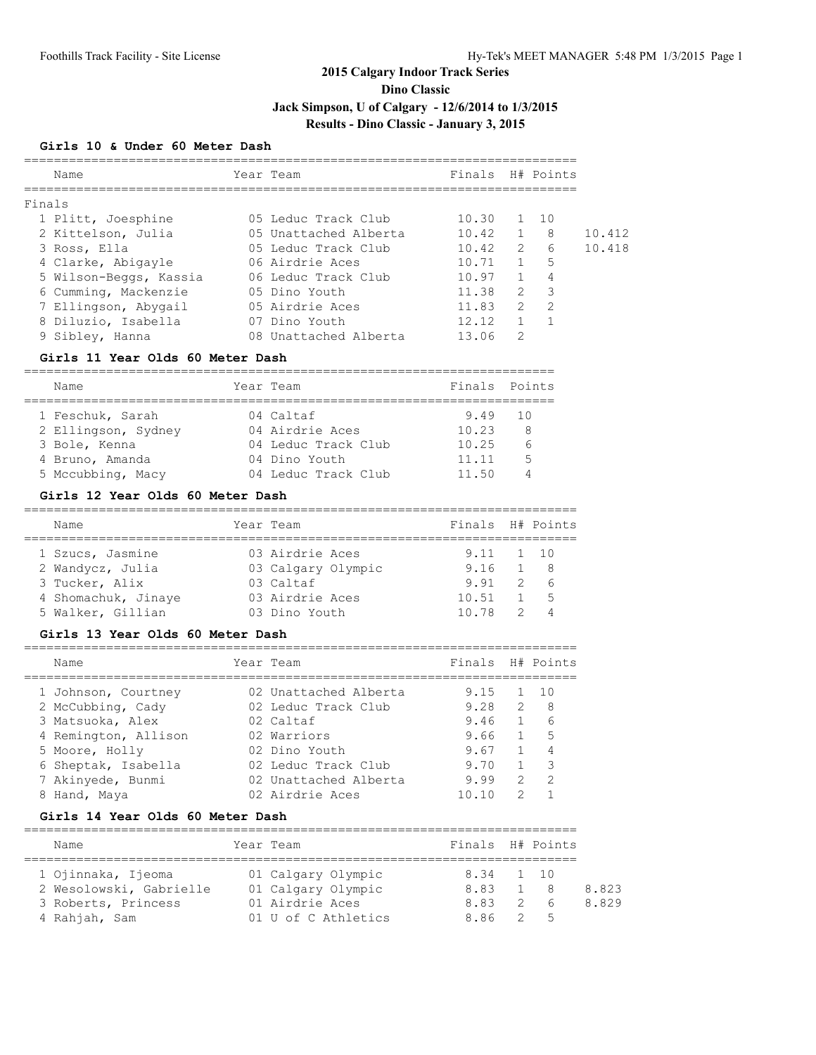## 2015 Calgary Indoor Track Series

## Dino Classic

## Jack Simpson, U of Calgary - 12/6/2014 to 1/3/2015

## Results - Dino Classic - January 3, 2015

### Girls 10 & Under 60 Meter Dash

Finals

| | Name | Year | Team | Finals | H# | Points | |
|---|---|---|---|---|---|---|---|
| 1 | Plitt, Joesphine | 05 | Leduc Track Club | 10.30 | 1 | 10 | |
| 2 | Kittelson, Julia | 05 | Unattached Alberta | 10.42 | 1 | 8 | 10.412 |
| 3 | Ross, Ella | 05 | Leduc Track Club | 10.42 | 2 | 6 | 10.418 |
| 4 | Clarke, Abigayle | 06 | Airdrie Aces | 10.71 | 1 | 5 | |
| 5 | Wilson-Beggs, Kassia | 06 | Leduc Track Club | 10.97 | 1 | 4 | |
| 6 | Cumming, Mackenzie | 05 | Dino Youth | 11.38 | 2 | 3 | |
| 7 | Ellingson, Abygail | 05 | Airdrie Aces | 11.83 | 2 | 2 | |
| 8 | Diluzio, Isabella | 07 | Dino Youth | 12.12 | 1 | 1 | |
| 9 | Sibley, Hanna | 08 | Unattached Alberta | 13.06 | 2 | | |

### Girls 11 Year Olds 60 Meter Dash

| | Name | Year | Team | Finals | Points |
|---|---|---|---|---|---|
| 1 | Feschuk, Sarah | 04 | Caltaf | 9.49 | 10 |
| 2 | Ellingson, Sydney | 04 | Airdrie Aces | 10.23 | 8 |
| 3 | Bole, Kenna | 04 | Leduc Track Club | 10.25 | 6 |
| 4 | Bruno, Amanda | 04 | Dino Youth | 11.11 | 5 |
| 5 | Mccubbing, Macy | 04 | Leduc Track Club | 11.50 | 4 |

### Girls 12 Year Olds 60 Meter Dash

| | Name | Year | Team | Finals | H# | Points |
|---|---|---|---|---|---|---|
| 1 | Szucs, Jasmine | 03 | Airdrie Aces | 9.11 | 1 | 10 |
| 2 | Wandycz, Julia | 03 | Calgary Olympic | 9.16 | 1 | 8 |
| 3 | Tucker, Alix | 03 | Caltaf | 9.91 | 2 | 6 |
| 4 | Shomachuk, Jinaye | 03 | Airdrie Aces | 10.51 | 1 | 5 |
| 5 | Walker, Gillian | 03 | Dino Youth | 10.78 | 2 | 4 |

### Girls 13 Year Olds 60 Meter Dash

| | Name | Year | Team | Finals | H# | Points |
|---|---|---|---|---|---|---|
| 1 | Johnson, Courtney | 02 | Unattached Alberta | 9.15 | 1 | 10 |
| 2 | McCubbing, Cady | 02 | Leduc Track Club | 9.28 | 2 | 8 |
| 3 | Matsuoka, Alex | 02 | Caltaf | 9.46 | 1 | 6 |
| 4 | Remington, Allison | 02 | Warriors | 9.66 | 1 | 5 |
| 5 | Moore, Holly | 02 | Dino Youth | 9.67 | 1 | 4 |
| 6 | Sheptak, Isabella | 02 | Leduc Track Club | 9.70 | 1 | 3 |
| 7 | Akinyede, Bunmi | 02 | Unattached Alberta | 9.99 | 2 | 2 |
| 8 | Hand, Maya | 02 | Airdrie Aces | 10.10 | 2 | 1 |

### Girls 14 Year Olds 60 Meter Dash

| | Name | Year | Team | Finals | H# | Points | |
|---|---|---|---|---|---|---|---|
| 1 | Ojinnaka, Ijeoma | 01 | Calgary Olympic | 8.34 | 1 | 10 | |
| 2 | Wesolowski, Gabrielle | 01 | Calgary Olympic | 8.83 | 1 | 8 | 8.823 |
| 3 | Roberts, Princess | 01 | Airdrie Aces | 8.83 | 2 | 6 | 8.829 |
| 4 | Rahjah, Sam | 01 | U of C Athletics | 8.86 | 2 | 5 | |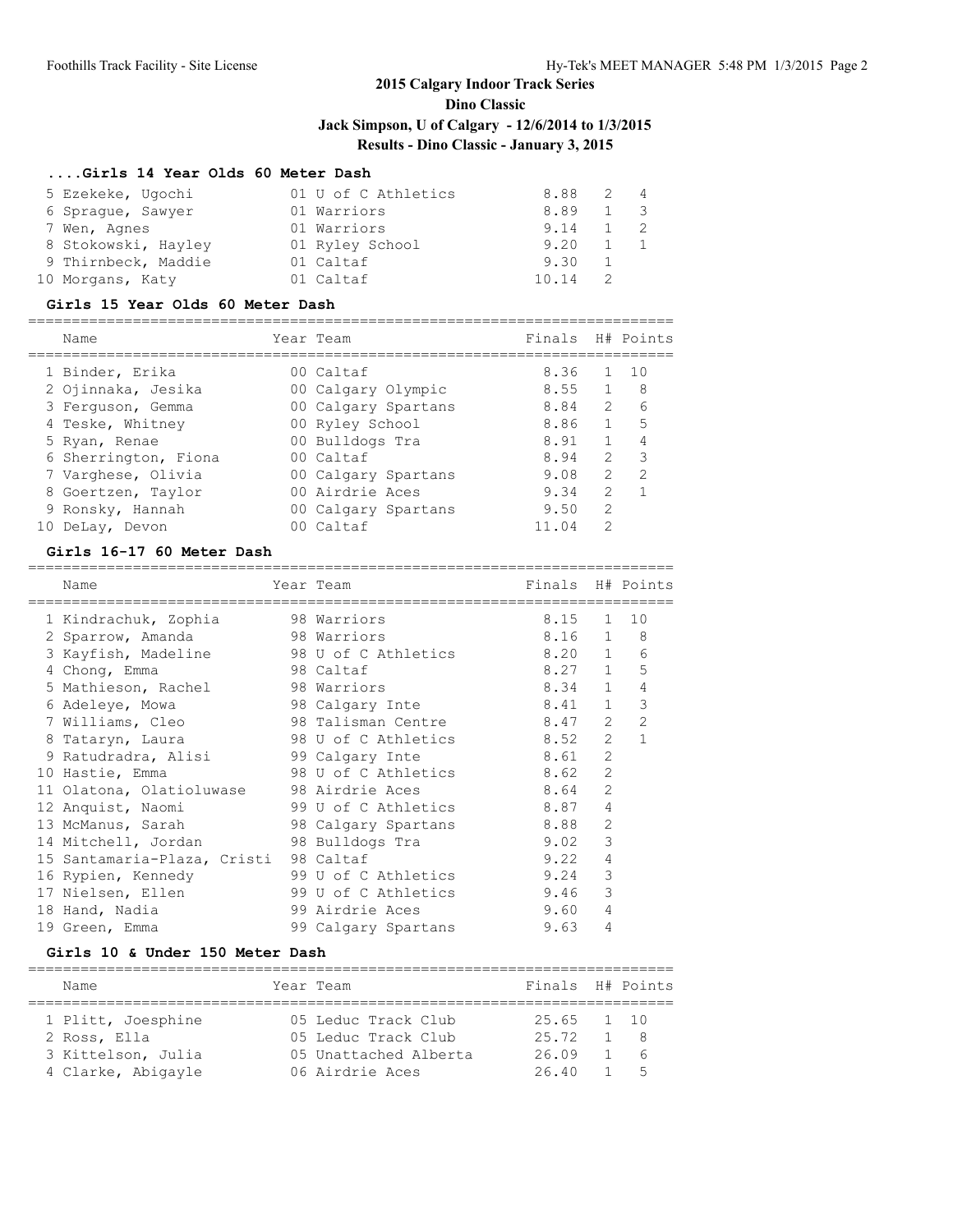## 2015 Calgary Indoor Track Series
## Dino Classic
## Jack Simpson, U of Calgary - 12/6/2014 to 1/3/2015
## Results - Dino Classic - January 3, 2015

### ....Girls 14 Year Olds 60 Meter Dash

| Name | Year | Team | Finals | H# | Points |
|---|---|---|---|---|---|
| 5 Ezekeke, Ugochi | 01 | U of C Athletics | 8.88 | 2 | 4 |
| 6 Sprague, Sawyer | 01 | Warriors | 8.89 | 1 | 3 |
| 7 Wen, Agnes | 01 | Warriors | 9.14 | 1 | 2 |
| 8 Stokowski, Hayley | 01 | Ryley School | 9.20 | 1 | 1 |
| 9 Thirnbeck, Maddie | 01 | Caltaf | 9.30 | 1 | |
| 10 Morgans, Katy | 01 | Caltaf | 10.14 | 2 | |

### Girls 15 Year Olds 60 Meter Dash

| Name | Year | Team | Finals | H# | Points |
|---|---|---|---|---|---|
| 1 Binder, Erika | 00 | Caltaf | 8.36 | 1 | 10 |
| 2 Ojinnaka, Jesika | 00 | Calgary Olympic | 8.55 | 1 | 8 |
| 3 Ferguson, Gemma | 00 | Calgary Spartans | 8.84 | 2 | 6 |
| 4 Teske, Whitney | 00 | Ryley School | 8.86 | 1 | 5 |
| 5 Ryan, Renae | 00 | Bulldogs Tra | 8.91 | 1 | 4 |
| 6 Sherrington, Fiona | 00 | Caltaf | 8.94 | 2 | 3 |
| 7 Varghese, Olivia | 00 | Calgary Spartans | 9.08 | 2 | 2 |
| 8 Goertzen, Taylor | 00 | Airdrie Aces | 9.34 | 2 | 1 |
| 9 Ronsky, Hannah | 00 | Calgary Spartans | 9.50 | 2 | |
| 10 DeLay, Devon | 00 | Caltaf | 11.04 | 2 | |

### Girls 16-17 60 Meter Dash

| Name | Year | Team | Finals | H# | Points |
|---|---|---|---|---|---|
| 1 Kindrachuk, Zophia | 98 | Warriors | 8.15 | 1 | 10 |
| 2 Sparrow, Amanda | 98 | Warriors | 8.16 | 1 | 8 |
| 3 Kayfish, Madeline | 98 | U of C Athletics | 8.20 | 1 | 6 |
| 4 Chong, Emma | 98 | Caltaf | 8.27 | 1 | 5 |
| 5 Mathieson, Rachel | 98 | Warriors | 8.34 | 1 | 4 |
| 6 Adeleye, Mowa | 98 | Calgary Inte | 8.41 | 1 | 3 |
| 7 Williams, Cleo | 98 | Talisman Centre | 8.47 | 2 | 2 |
| 8 Tataryn, Laura | 98 | U of C Athletics | 8.52 | 2 | 1 |
| 9 Ratudradra, Alisi | 99 | Calgary Inte | 8.61 | 2 | |
| 10 Hastie, Emma | 98 | U of C Athletics | 8.62 | 2 | |
| 11 Olatona, Olatioluwase | 98 | Airdrie Aces | 8.64 | 2 | |
| 12 Anquist, Naomi | 99 | U of C Athletics | 8.87 | 4 | |
| 13 McManus, Sarah | 98 | Calgary Spartans | 8.88 | 2 | |
| 14 Mitchell, Jordan | 98 | Bulldogs Tra | 9.02 | 3 | |
| 15 Santamaria-Plaza, Cristi | 98 | Caltaf | 9.22 | 4 | |
| 16 Rypien, Kennedy | 99 | U of C Athletics | 9.24 | 3 | |
| 17 Nielsen, Ellen | 99 | U of C Athletics | 9.46 | 3 | |
| 18 Hand, Nadia | 99 | Airdrie Aces | 9.60 | 4 | |
| 19 Green, Emma | 99 | Calgary Spartans | 9.63 | 4 | |

### Girls 10 & Under 150 Meter Dash

| Name | Year | Team | Finals | H# | Points |
|---|---|---|---|---|---|
| 1 Plitt, Joesphine | 05 | Leduc Track Club | 25.65 | 1 | 10 |
| 2 Ross, Ella | 05 | Leduc Track Club | 25.72 | 1 | 8 |
| 3 Kittelson, Julia | 05 | Unattached Alberta | 26.09 | 1 | 6 |
| 4 Clarke, Abigayle | 06 | Airdrie Aces | 26.40 | 1 | 5 |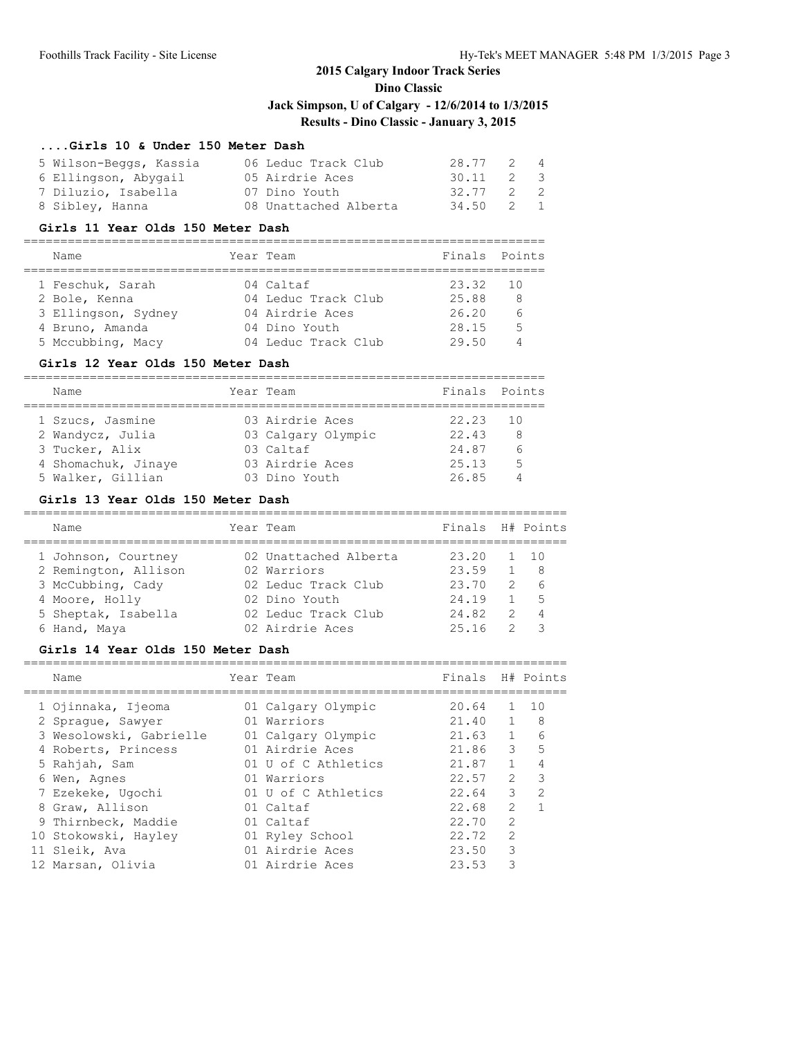## 2015 Calgary Indoor Track Series

### Dino Classic

### Jack Simpson, U of Calgary - 12/6/2014 to 1/3/2015

### Results - Dino Classic - January 3, 2015

#### ....Girls 10 & Under 150 Meter Dash

| | Name | Year | Team | Finals | H# | Points |
|---|---|---|---|---|---|---|
| 5 | Wilson-Beggs, Kassia | 06 | Leduc Track Club | 28.77 | 2 | 4 |
| 6 | Ellingson, Abygail | 05 | Airdrie Aces | 30.11 | 2 | 3 |
| 7 | Diluzio, Isabella | 07 | Dino Youth | 32.77 | 2 | 2 |
| 8 | Sibley, Hanna | 08 | Unattached Alberta | 34.50 | 2 | 1 |

#### Girls 11 Year Olds 150 Meter Dash

| | Name | Year | Team | Finals | Points |
|---|---|---|---|---|---|
| 1 | Feschuk, Sarah | 04 | Caltaf | 23.32 | 10 |
| 2 | Bole, Kenna | 04 | Leduc Track Club | 25.88 | 8 |
| 3 | Ellingson, Sydney | 04 | Airdrie Aces | 26.20 | 6 |
| 4 | Bruno, Amanda | 04 | Dino Youth | 28.15 | 5 |
| 5 | Mccubbing, Macy | 04 | Leduc Track Club | 29.50 | 4 |

#### Girls 12 Year Olds 150 Meter Dash

| | Name | Year | Team | Finals | Points |
|---|---|---|---|---|---|
| 1 | Szucs, Jasmine | 03 | Airdrie Aces | 22.23 | 10 |
| 2 | Wandycz, Julia | 03 | Calgary Olympic | 22.43 | 8 |
| 3 | Tucker, Alix | 03 | Caltaf | 24.87 | 6 |
| 4 | Shomachuk, Jinaye | 03 | Airdrie Aces | 25.13 | 5 |
| 5 | Walker, Gillian | 03 | Dino Youth | 26.85 | 4 |

#### Girls 13 Year Olds 150 Meter Dash

| | Name | Year | Team | Finals | H# | Points |
|---|---|---|---|---|---|---|
| 1 | Johnson, Courtney | 02 | Unattached Alberta | 23.20 | 1 | 10 |
| 2 | Remington, Allison | 02 | Warriors | 23.59 | 1 | 8 |
| 3 | McCubbing, Cady | 02 | Leduc Track Club | 23.70 | 2 | 6 |
| 4 | Moore, Holly | 02 | Dino Youth | 24.19 | 1 | 5 |
| 5 | Sheptak, Isabella | 02 | Leduc Track Club | 24.82 | 2 | 4 |
| 6 | Hand, Maya | 02 | Airdrie Aces | 25.16 | 2 | 3 |

#### Girls 14 Year Olds 150 Meter Dash

| | Name | Year | Team | Finals | H# | Points |
|---|---|---|---|---|---|---|
| 1 | Ojinnaka, Ijeoma | 01 | Calgary Olympic | 20.64 | 1 | 10 |
| 2 | Sprague, Sawyer | 01 | Warriors | 21.40 | 1 | 8 |
| 3 | Wesolowski, Gabrielle | 01 | Calgary Olympic | 21.63 | 1 | 6 |
| 4 | Roberts, Princess | 01 | Airdrie Aces | 21.86 | 3 | 5 |
| 5 | Rahjah, Sam | 01 | U of C Athletics | 21.87 | 1 | 4 |
| 6 | Wen, Agnes | 01 | Warriors | 22.57 | 2 | 3 |
| 7 | Ezekeke, Ugochi | 01 | U of C Athletics | 22.64 | 3 | 2 |
| 8 | Graw, Allison | 01 | Caltaf | 22.68 | 2 | 1 |
| 9 | Thirnbeck, Maddie | 01 | Caltaf | 22.70 | 2 | |
| 10 | Stokowski, Hayley | 01 | Ryley School | 22.72 | 2 | |
| 11 | Sleik, Ava | 01 | Airdrie Aces | 23.50 | 3 | |
| 12 | Marsan, Olivia | 01 | Airdrie Aces | 23.53 | 3 | |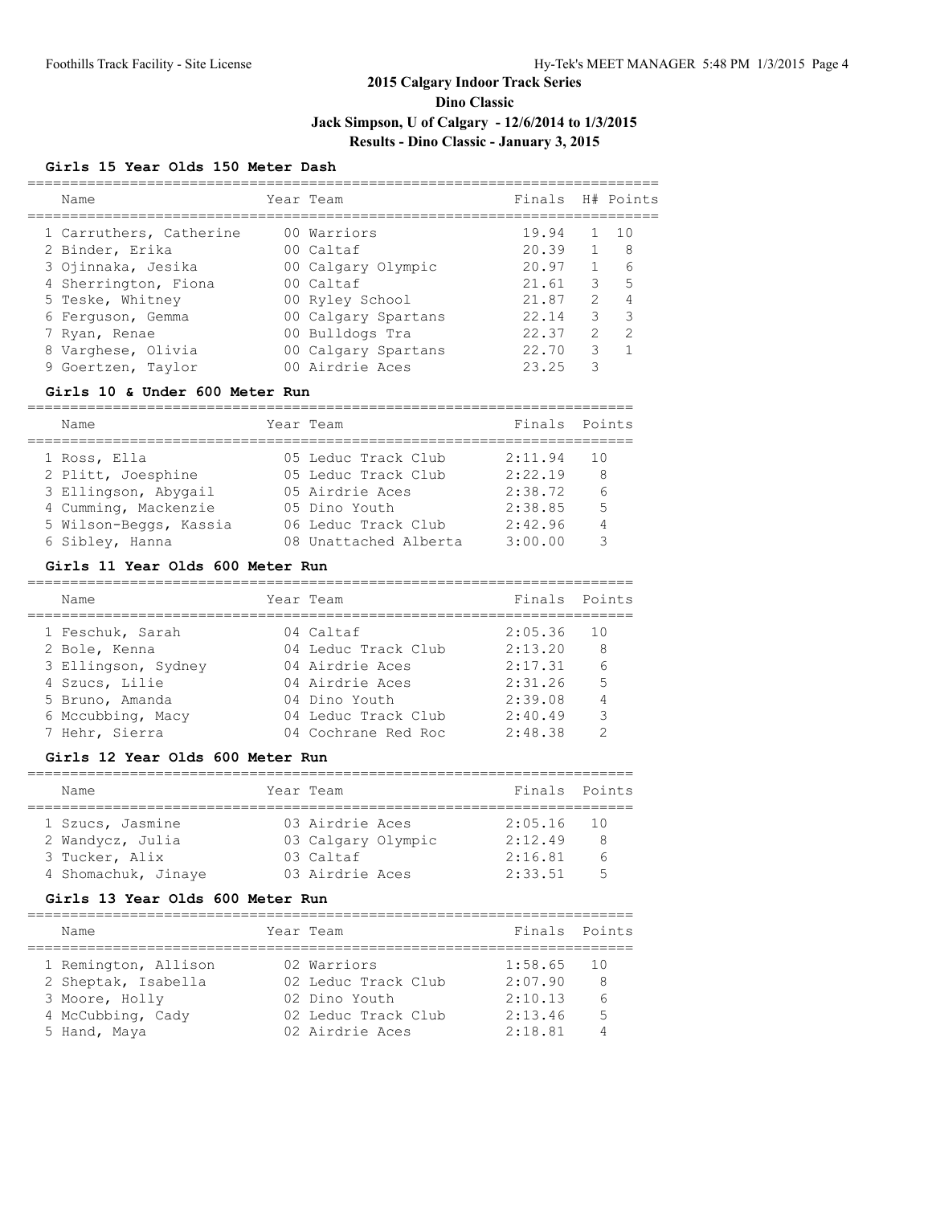# 2015 Calgary Indoor Track Series

## Dino Classic

## Jack Simpson, U of Calgary - 12/6/2014 to 1/3/2015

## Results - Dino Classic - January 3, 2015

### Girls 15 Year Olds 150 Meter Dash

| Name | Year | Team | Finals | H# | Points |
|---|---|---|---|---|---|
| 1 Carruthers, Catherine | 00 | Warriors | 19.94 | 1 | 10 |
| 2 Binder, Erika | 00 | Caltaf | 20.39 | 1 | 8 |
| 3 Ojinnaka, Jesika | 00 | Calgary Olympic | 20.97 | 1 | 6 |
| 4 Sherrington, Fiona | 00 | Caltaf | 21.61 | 3 | 5 |
| 5 Teske, Whitney | 00 | Ryley School | 21.87 | 2 | 4 |
| 6 Ferguson, Gemma | 00 | Calgary Spartans | 22.14 | 3 | 3 |
| 7 Ryan, Renae | 00 | Bulldogs Tra | 22.37 | 2 | 2 |
| 8 Varghese, Olivia | 00 | Calgary Spartans | 22.70 | 3 | 1 |
| 9 Goertzen, Taylor | 00 | Airdrie Aces | 23.25 | 3 | |

### Girls 10 & Under 600 Meter Run

| Name | Year | Team | Finals | Points |
|---|---|---|---|---|
| 1 Ross, Ella | 05 | Leduc Track Club | 2:11.94 | 10 |
| 2 Plitt, Joesphine | 05 | Leduc Track Club | 2:22.19 | 8 |
| 3 Ellingson, Abygail | 05 | Airdrie Aces | 2:38.72 | 6 |
| 4 Cumming, Mackenzie | 05 | Dino Youth | 2:38.85 | 5 |
| 5 Wilson-Beggs, Kassia | 06 | Leduc Track Club | 2:42.96 | 4 |
| 6 Sibley, Hanna | 08 | Unattached Alberta | 3:00.00 | 3 |

### Girls 11 Year Olds 600 Meter Run

| Name | Year | Team | Finals | Points |
|---|---|---|---|---|
| 1 Feschuk, Sarah | 04 | Caltaf | 2:05.36 | 10 |
| 2 Bole, Kenna | 04 | Leduc Track Club | 2:13.20 | 8 |
| 3 Ellingson, Sydney | 04 | Airdrie Aces | 2:17.31 | 6 |
| 4 Szucs, Lilie | 04 | Airdrie Aces | 2:31.26 | 5 |
| 5 Bruno, Amanda | 04 | Dino Youth | 2:39.08 | 4 |
| 6 Mccubbing, Macy | 04 | Leduc Track Club | 2:40.49 | 3 |
| 7 Hehr, Sierra | 04 | Cochrane Red Roc | 2:48.38 | 2 |

### Girls 12 Year Olds 600 Meter Run

| Name | Year | Team | Finals | Points |
|---|---|---|---|---|
| 1 Szucs, Jasmine | 03 | Airdrie Aces | 2:05.16 | 10 |
| 2 Wandycz, Julia | 03 | Calgary Olympic | 2:12.49 | 8 |
| 3 Tucker, Alix | 03 | Caltaf | 2:16.81 | 6 |
| 4 Shomachuk, Jinaye | 03 | Airdrie Aces | 2:33.51 | 5 |

### Girls 13 Year Olds 600 Meter Run

| Name | Year | Team | Finals | Points |
|---|---|---|---|---|
| 1 Remington, Allison | 02 | Warriors | 1:58.65 | 10 |
| 2 Sheptak, Isabella | 02 | Leduc Track Club | 2:07.90 | 8 |
| 3 Moore, Holly | 02 | Dino Youth | 2:10.13 | 6 |
| 4 McCubbing, Cady | 02 | Leduc Track Club | 2:13.46 | 5 |
| 5 Hand, Maya | 02 | Airdrie Aces | 2:18.81 | 4 |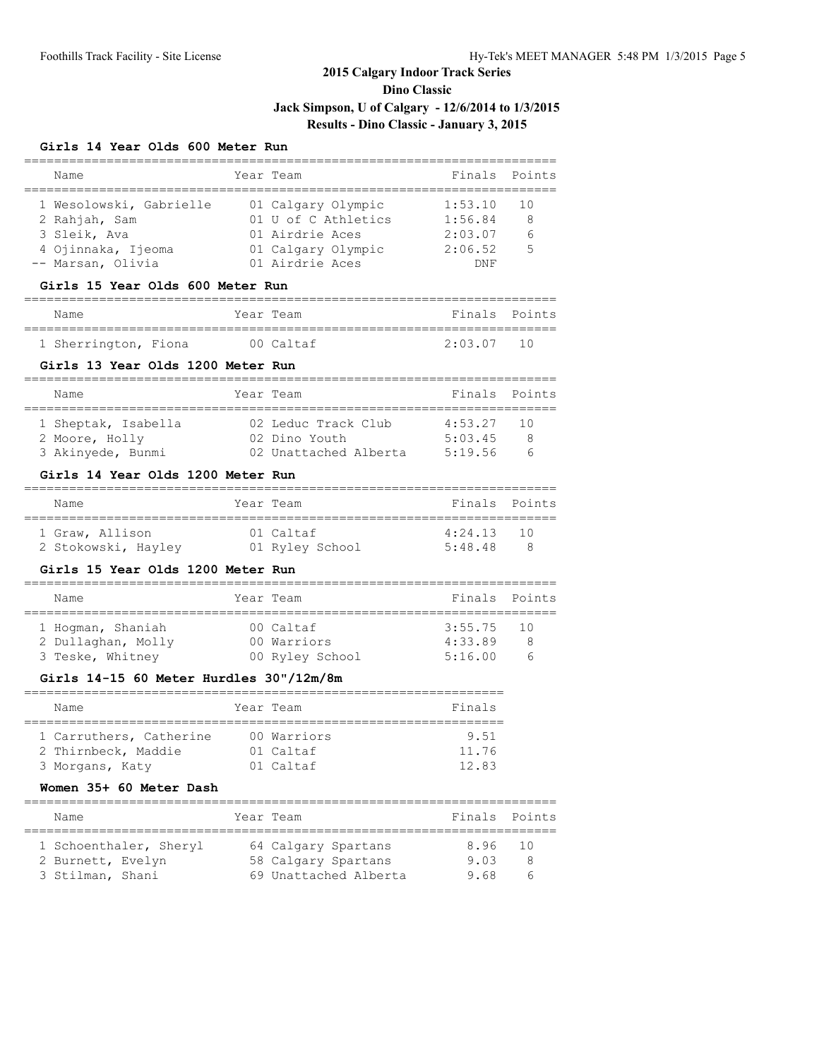# 2015 Calgary Indoor Track Series

## Dino Classic

### Jack Simpson, U of Calgary - 12/6/2014 to 1/3/2015

### Results - Dino Classic - January 3, 2015

#### Girls 14 Year Olds 600 Meter Run

| | Name | Year | Team | Finals | Points |
|---|---|---|---|---|---|
| 1 | Wesolowski, Gabrielle | 01 | Calgary Olympic | 1:53.10 | 10 |
| 2 | Rahjah, Sam | 01 | U of C Athletics | 1:56.84 | 8 |
| 3 | Sleik, Ava | 01 | Airdrie Aces | 2:03.07 | 6 |
| 4 | Ojinnaka, Ijeoma | 01 | Calgary Olympic | 2:06.52 | 5 |
| -- | Marsan, Olivia | 01 | Airdrie Aces | DNF | |

#### Girls 15 Year Olds 600 Meter Run

| | Name | Year | Team | Finals | Points |
|---|---|---|---|---|---|
| 1 | Sherrington, Fiona | 00 | Caltaf | 2:03.07 | 10 |

#### Girls 13 Year Olds 1200 Meter Run

| | Name | Year | Team | Finals | Points |
|---|---|---|---|---|---|
| 1 | Sheptak, Isabella | 02 | Leduc Track Club | 4:53.27 | 10 |
| 2 | Moore, Holly | 02 | Dino Youth | 5:03.45 | 8 |
| 3 | Akinyede, Bunmi | 02 | Unattached Alberta | 5:19.56 | 6 |

#### Girls 14 Year Olds 1200 Meter Run

| | Name | Year | Team | Finals | Points |
|---|---|---|---|---|---|
| 1 | Graw, Allison | 01 | Caltaf | 4:24.13 | 10 |
| 2 | Stokowski, Hayley | 01 | Ryley School | 5:48.48 | 8 |

#### Girls 15 Year Olds 1200 Meter Run

| | Name | Year | Team | Finals | Points |
|---|---|---|---|---|---|
| 1 | Hogman, Shaniah | 00 | Caltaf | 3:55.75 | 10 |
| 2 | Dullaghan, Molly | 00 | Warriors | 4:33.89 | 8 |
| 3 | Teske, Whitney | 00 | Ryley School | 5:16.00 | 6 |

#### Girls 14-15 60 Meter Hurdles 30"/12m/8m

| | Name | Year | Team | Finals |
|---|---|---|---|---|
| 1 | Carruthers, Catherine | 00 | Warriors | 9.51 |
| 2 | Thirnbeck, Maddie | 01 | Caltaf | 11.76 |
| 3 | Morgans, Katy | 01 | Caltaf | 12.83 |

#### Women 35+ 60 Meter Dash

| | Name | Year | Team | Finals | Points |
|---|---|---|---|---|---|
| 1 | Schoenthaler, Sheryl | 64 | Calgary Spartans | 8.96 | 10 |
| 2 | Burnett, Evelyn | 58 | Calgary Spartans | 9.03 | 8 |
| 3 | Stilman, Shani | 69 | Unattached Alberta | 9.68 | 6 |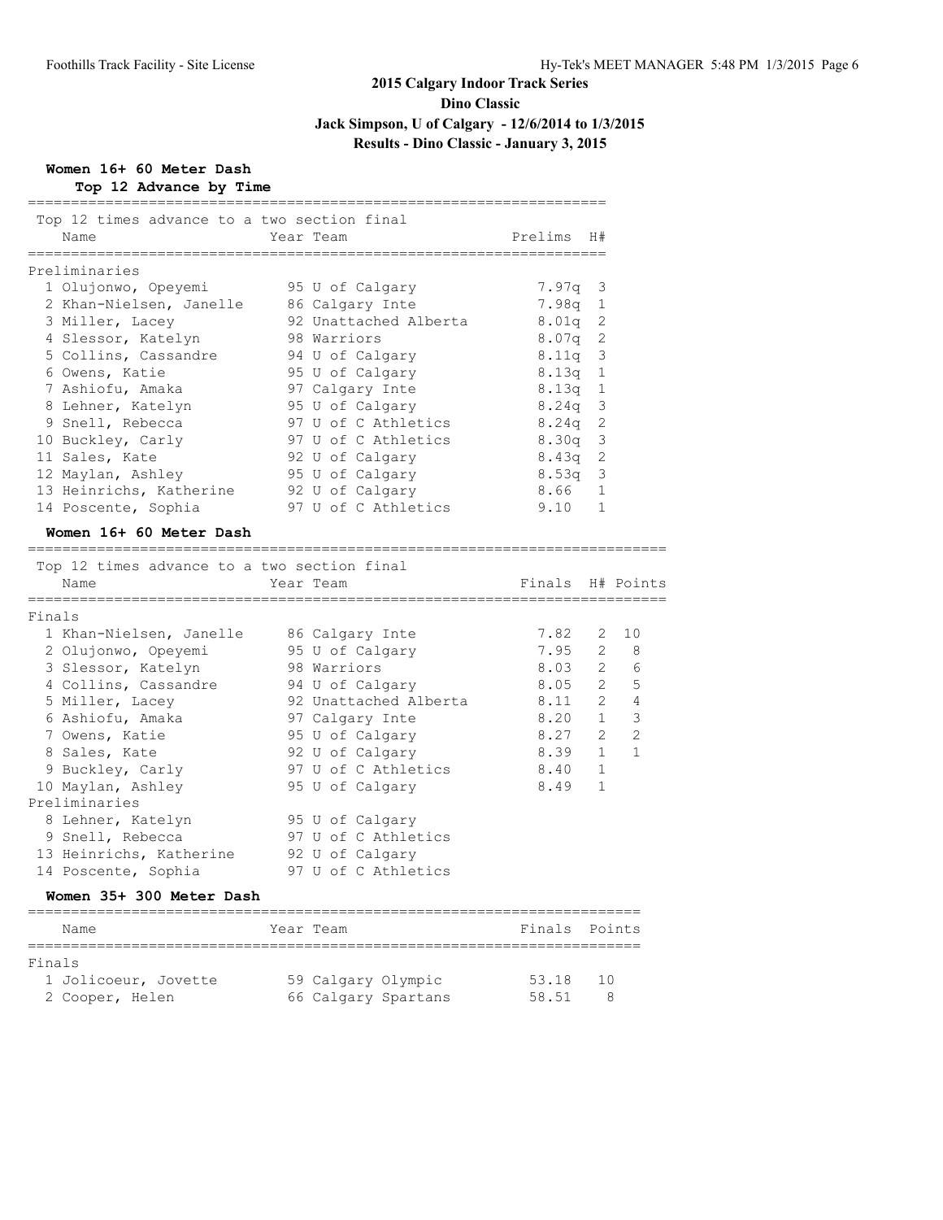# 2015 Calgary Indoor Track Series

## Dino Classic

### Jack Simpson, U of Calgary - 12/6/2014 to 1/3/2015

### Results - Dino Classic - January 3, 2015

#### Women 16+ 60 Meter Dash

**Top 12 Advance by Time**

Top 12 times advance to a two section final

| | Name | Year | Team | Prelims | H# |
|---|---|---|---|---|---|
| **Preliminaries** | | | | | |
| 1 | Olujonwo, Opeyemi | 95 | U of Calgary | 7.97q | 3 |
| 2 | Khan-Nielsen, Janelle | 86 | Calgary Inte | 7.98q | 1 |
| 3 | Miller, Lacey | 92 | Unattached Alberta | 8.01q | 2 |
| 4 | Slessor, Katelyn | 98 | Warriors | 8.07q | 2 |
| 5 | Collins, Cassandre | 94 | U of Calgary | 8.11q | 3 |
| 6 | Owens, Katie | 95 | U of Calgary | 8.13q | 1 |
| 7 | Ashiofu, Amaka | 97 | Calgary Inte | 8.13q | 1 |
| 8 | Lehner, Katelyn | 95 | U of Calgary | 8.24q | 3 |
| 9 | Snell, Rebecca | 97 | U of C Athletics | 8.24q | 2 |
| 10 | Buckley, Carly | 97 | U of C Athletics | 8.30q | 3 |
| 11 | Sales, Kate | 92 | U of Calgary | 8.43q | 2 |
| 12 | Maylan, Ashley | 95 | U of Calgary | 8.53q | 3 |
| 13 | Heinrichs, Katherine | 92 | U of Calgary | 8.66 | 1 |
| 14 | Poscente, Sophia | 97 | U of C Athletics | 9.10 | 1 |

#### Women 16+ 60 Meter Dash

Top 12 times advance to a two section final

| | Name | Year | Team | Finals | H# | Points |
|---|---|---|---|---|---|---|
| **Finals** | | | | | | |
| 1 | Khan-Nielsen, Janelle | 86 | Calgary Inte | 7.82 | 2 | 10 |
| 2 | Olujonwo, Opeyemi | 95 | U of Calgary | 7.95 | 2 | 8 |
| 3 | Slessor, Katelyn | 98 | Warriors | 8.03 | 2 | 6 |
| 4 | Collins, Cassandre | 94 | U of Calgary | 8.05 | 2 | 5 |
| 5 | Miller, Lacey | 92 | Unattached Alberta | 8.11 | 2 | 4 |
| 6 | Ashiofu, Amaka | 97 | Calgary Inte | 8.20 | 1 | 3 |
| 7 | Owens, Katie | 95 | U of Calgary | 8.27 | 2 | 2 |
| 8 | Sales, Kate | 92 | U of Calgary | 8.39 | 1 | 1 |
| 9 | Buckley, Carly | 97 | U of C Athletics | 8.40 | 1 | |
| 10 | Maylan, Ashley | 95 | U of Calgary | 8.49 | 1 | |
| **Preliminaries** | | | | | | |
| 8 | Lehner, Katelyn | 95 | U of Calgary | | | |
| 9 | Snell, Rebecca | 97 | U of C Athletics | | | |
| 13 | Heinrichs, Katherine | 92 | U of Calgary | | | |
| 14 | Poscente, Sophia | 97 | U of C Athletics | | | |

#### Women 35+ 300 Meter Dash

| | Name | Year | Team | Finals | Points |
|---|---|---|---|---|---|
| **Finals** | | | | | |
| 1 | Jolicoeur, Jovette | 59 | Calgary Olympic | 53.18 | 10 |
| 2 | Cooper, Helen | 66 | Calgary Spartans | 58.51 | 8 |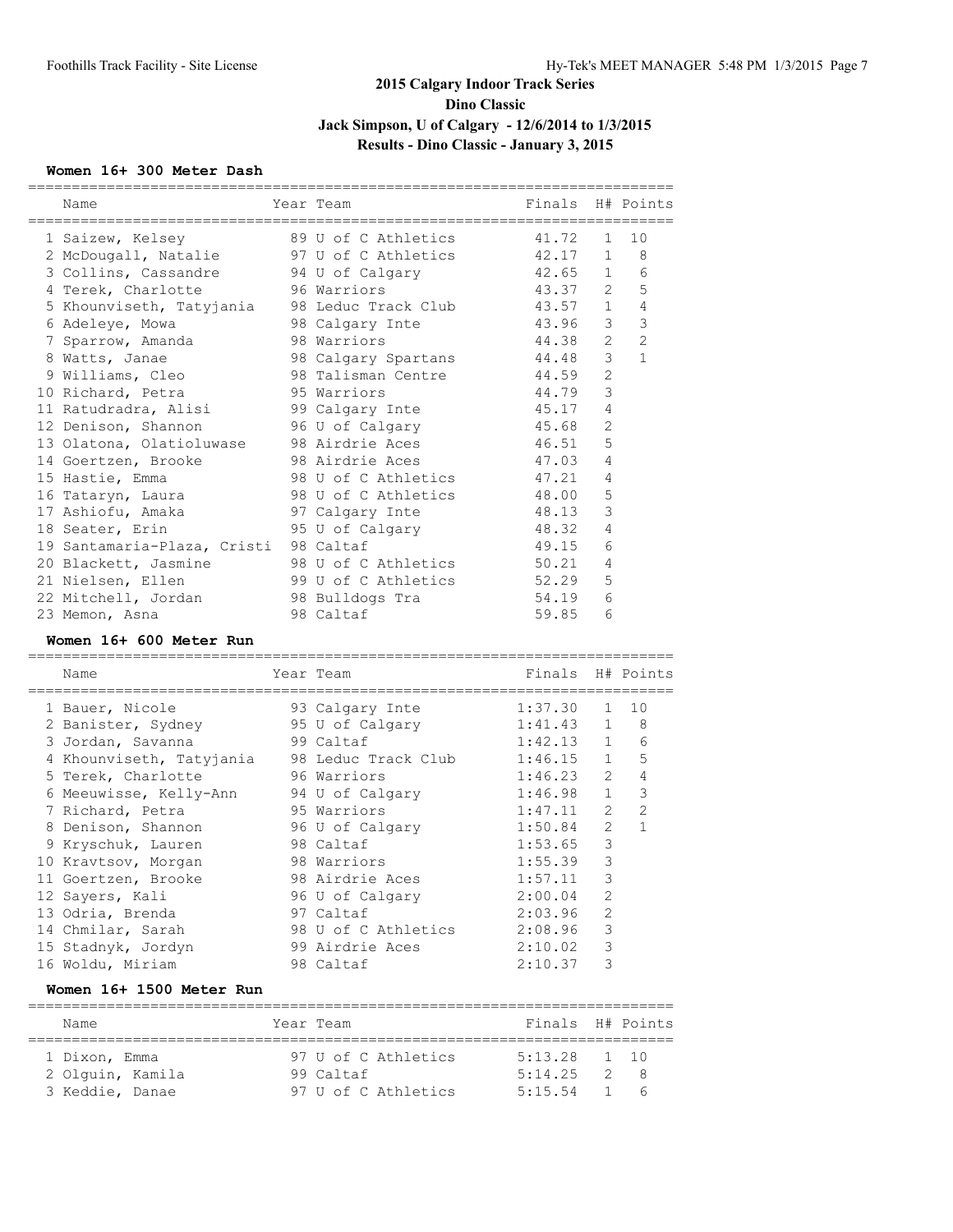# 2015 Calgary Indoor Track Series
## Dino Classic
## Jack Simpson, U of Calgary - 12/6/2014 to 1/3/2015
## Results - Dino Classic - January 3, 2015

### Women 16+ 300 Meter Dash

| | Name | Year | Team | Finals | H# | Points |
|---|---|---|---|---|---|---|
| 1 | Saizew, Kelsey | 89 | U of C Athletics | 41.72 | 1 | 10 |
| 2 | McDougall, Natalie | 97 | U of C Athletics | 42.17 | 1 | 8 |
| 3 | Collins, Cassandre | 94 | U of Calgary | 42.65 | 1 | 6 |
| 4 | Terek, Charlotte | 96 | Warriors | 43.37 | 2 | 5 |
| 5 | Khounviseth, Tatyjania | 98 | Leduc Track Club | 43.57 | 1 | 4 |
| 6 | Adeleye, Mowa | 98 | Calgary Inte | 43.96 | 3 | 3 |
| 7 | Sparrow, Amanda | 98 | Warriors | 44.38 | 2 | 2 |
| 8 | Watts, Janae | 98 | Calgary Spartans | 44.48 | 3 | 1 |
| 9 | Williams, Cleo | 98 | Talisman Centre | 44.59 | 2 | |
| 10 | Richard, Petra | 95 | Warriors | 44.79 | 3 | |
| 11 | Ratudradra, Alisi | 99 | Calgary Inte | 45.17 | 4 | |
| 12 | Denison, Shannon | 96 | U of Calgary | 45.68 | 2 | |
| 13 | Olatona, Olatioluwase | 98 | Airdrie Aces | 46.51 | 5 | |
| 14 | Goertzen, Brooke | 98 | Airdrie Aces | 47.03 | 4 | |
| 15 | Hastie, Emma | 98 | U of C Athletics | 47.21 | 4 | |
| 16 | Tataryn, Laura | 98 | U of C Athletics | 48.00 | 5 | |
| 17 | Ashiofu, Amaka | 97 | Calgary Inte | 48.13 | 3 | |
| 18 | Seater, Erin | 95 | U of Calgary | 48.32 | 4 | |
| 19 | Santamaria-Plaza, Cristi | 98 | Caltaf | 49.15 | 6 | |
| 20 | Blackett, Jasmine | 98 | U of C Athletics | 50.21 | 4 | |
| 21 | Nielsen, Ellen | 99 | U of C Athletics | 52.29 | 5 | |
| 22 | Mitchell, Jordan | 98 | Bulldogs Tra | 54.19 | 6 | |
| 23 | Memon, Asna | 98 | Caltaf | 59.85 | 6 | |

### Women 16+ 600 Meter Run

| | Name | Year | Team | Finals | H# | Points |
|---|---|---|---|---|---|---|
| 1 | Bauer, Nicole | 93 | Calgary Inte | 1:37.30 | 1 | 10 |
| 2 | Banister, Sydney | 95 | U of Calgary | 1:41.43 | 1 | 8 |
| 3 | Jordan, Savanna | 99 | Caltaf | 1:42.13 | 1 | 6 |
| 4 | Khounviseth, Tatyjania | 98 | Leduc Track Club | 1:46.15 | 1 | 5 |
| 5 | Terek, Charlotte | 96 | Warriors | 1:46.23 | 2 | 4 |
| 6 | Meeuwisse, Kelly-Ann | 94 | U of Calgary | 1:46.98 | 1 | 3 |
| 7 | Richard, Petra | 95 | Warriors | 1:47.11 | 2 | 2 |
| 8 | Denison, Shannon | 96 | U of Calgary | 1:50.84 | 2 | 1 |
| 9 | Kryschuk, Lauren | 98 | Caltaf | 1:53.65 | 3 | |
| 10 | Kravtsov, Morgan | 98 | Warriors | 1:55.39 | 3 | |
| 11 | Goertzen, Brooke | 98 | Airdrie Aces | 1:57.11 | 3 | |
| 12 | Sayers, Kali | 96 | U of Calgary | 2:00.04 | 2 | |
| 13 | Odria, Brenda | 97 | Caltaf | 2:03.96 | 2 | |
| 14 | Chmilar, Sarah | 98 | U of C Athletics | 2:08.96 | 3 | |
| 15 | Stadnyk, Jordyn | 99 | Airdrie Aces | 2:10.02 | 3 | |
| 16 | Woldu, Miriam | 98 | Caltaf | 2:10.37 | 3 | |

### Women 16+ 1500 Meter Run

| | Name | Year | Team | Finals | H# | Points |
|---|---|---|---|---|---|---|
| 1 | Dixon, Emma | 97 | U of C Athletics | 5:13.28 | 1 | 10 |
| 2 | Olguin, Kamila | 99 | Caltaf | 5:14.25 | 2 | 8 |
| 3 | Keddie, Danae | 97 | U of C Athletics | 5:15.54 | 1 | 6 |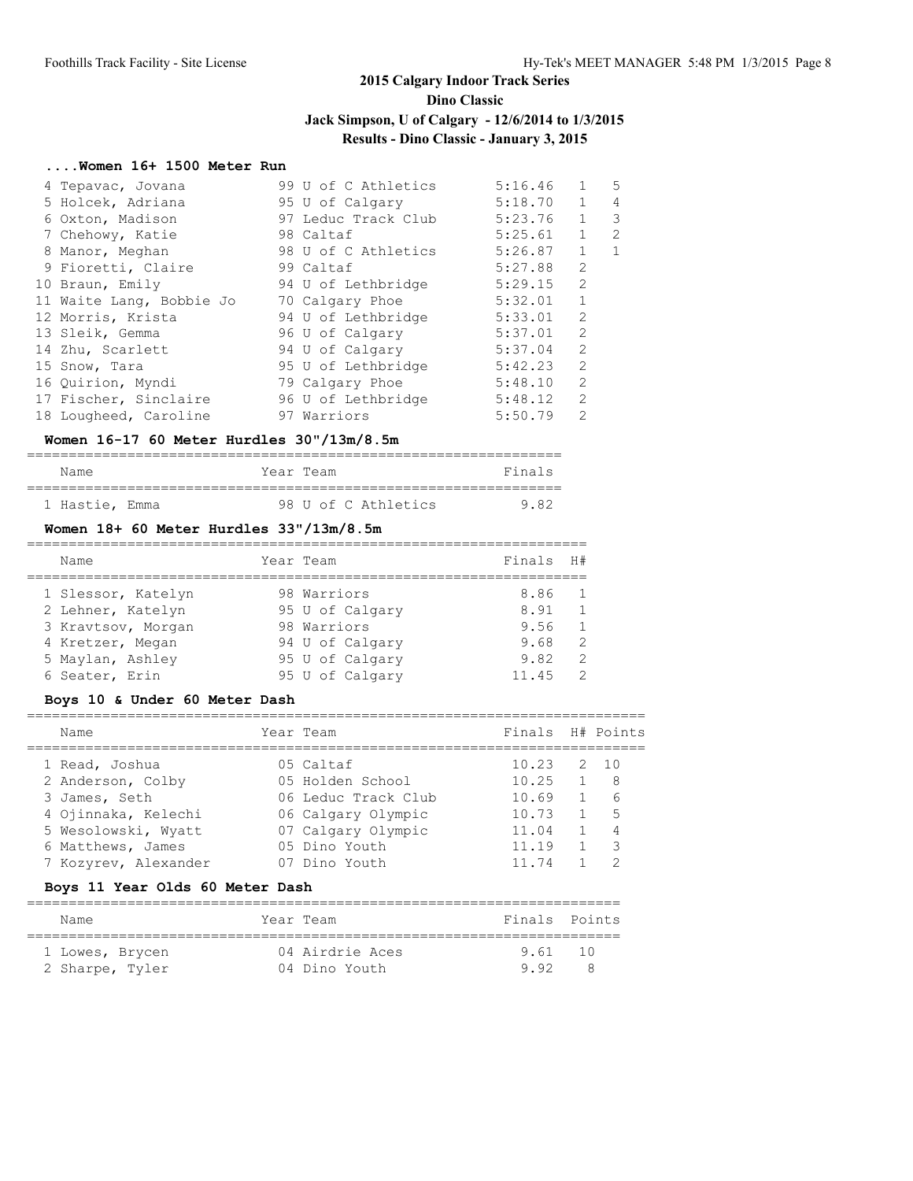## 2015 Calgary Indoor Track Series

## Dino Classic

## Jack Simpson, U of Calgary - 12/6/2014 to 1/3/2015

## Results - Dino Classic - January 3, 2015

### ....Women 16+ 1500 Meter Run

| Name | Year | Team | Finals | H# | Points |
|---|---|---|---|---|---|
| 4 Tepavac, Jovana | 99 | U of C Athletics | 5:16.46 | 1 | 5 |
| 5 Holcek, Adriana | 95 | U of Calgary | 5:18.70 | 1 | 4 |
| 6 Oxton, Madison | 97 | Leduc Track Club | 5:23.76 | 1 | 3 |
| 7 Chehowy, Katie | 98 | Caltaf | 5:25.61 | 1 | 2 |
| 8 Manor, Meghan | 98 | U of C Athletics | 5:26.87 | 1 | 1 |
| 9 Fioretti, Claire | 99 | Caltaf | 5:27.88 | 2 | |
| 10 Braun, Emily | 94 | U of Lethbridge | 5:29.15 | 2 | |
| 11 Waite Lang, Bobbie Jo | 70 | Calgary Phoe | 5:32.01 | 1 | |
| 12 Morris, Krista | 94 | U of Lethbridge | 5:33.01 | 2 | |
| 13 Sleik, Gemma | 96 | U of Calgary | 5:37.01 | 2 | |
| 14 Zhu, Scarlett | 94 | U of Calgary | 5:37.04 | 2 | |
| 15 Snow, Tara | 95 | U of Lethbridge | 5:42.23 | 2 | |
| 16 Quirion, Myndi | 79 | Calgary Phoe | 5:48.10 | 2 | |
| 17 Fischer, Sinclaire | 96 | U of Lethbridge | 5:48.12 | 2 | |
| 18 Lougheed, Caroline | 97 | Warriors | 5:50.79 | 2 | |

### Women 16-17 60 Meter Hurdles 30"/13m/8.5m

| Name | Year | Team | Finals |
|---|---|---|---|
| 1 Hastie, Emma | 98 | U of C Athletics | 9.82 |

### Women 18+ 60 Meter Hurdles 33"/13m/8.5m

| Name | Year | Team | Finals | H# |
|---|---|---|---|---|
| 1 Slessor, Katelyn | 98 | Warriors | 8.86 | 1 |
| 2 Lehner, Katelyn | 95 | U of Calgary | 8.91 | 1 |
| 3 Kravtsov, Morgan | 98 | Warriors | 9.56 | 1 |
| 4 Kretzer, Megan | 94 | U of Calgary | 9.68 | 2 |
| 5 Maylan, Ashley | 95 | U of Calgary | 9.82 | 2 |
| 6 Seater, Erin | 95 | U of Calgary | 11.45 | 2 |

### Boys 10 & Under 60 Meter Dash

| Name | Year | Team | Finals | H# | Points |
|---|---|---|---|---|---|
| 1 Read, Joshua | 05 | Caltaf | 10.23 | 2 | 10 |
| 2 Anderson, Colby | 05 | Holden School | 10.25 | 1 | 8 |
| 3 James, Seth | 06 | Leduc Track Club | 10.69 | 1 | 6 |
| 4 Ojinnaka, Kelechi | 06 | Calgary Olympic | 10.73 | 1 | 5 |
| 5 Wesolowski, Wyatt | 07 | Calgary Olympic | 11.04 | 1 | 4 |
| 6 Matthews, James | 05 | Dino Youth | 11.19 | 1 | 3 |
| 7 Kozyrev, Alexander | 07 | Dino Youth | 11.74 | 1 | 2 |

### Boys 11 Year Olds 60 Meter Dash

| Name | Year | Team | Finals | Points |
|---|---|---|---|---|
| 1 Lowes, Brycen | 04 | Airdrie Aces | 9.61 | 10 |
| 2 Sharpe, Tyler | 04 | Dino Youth | 9.92 | 8 |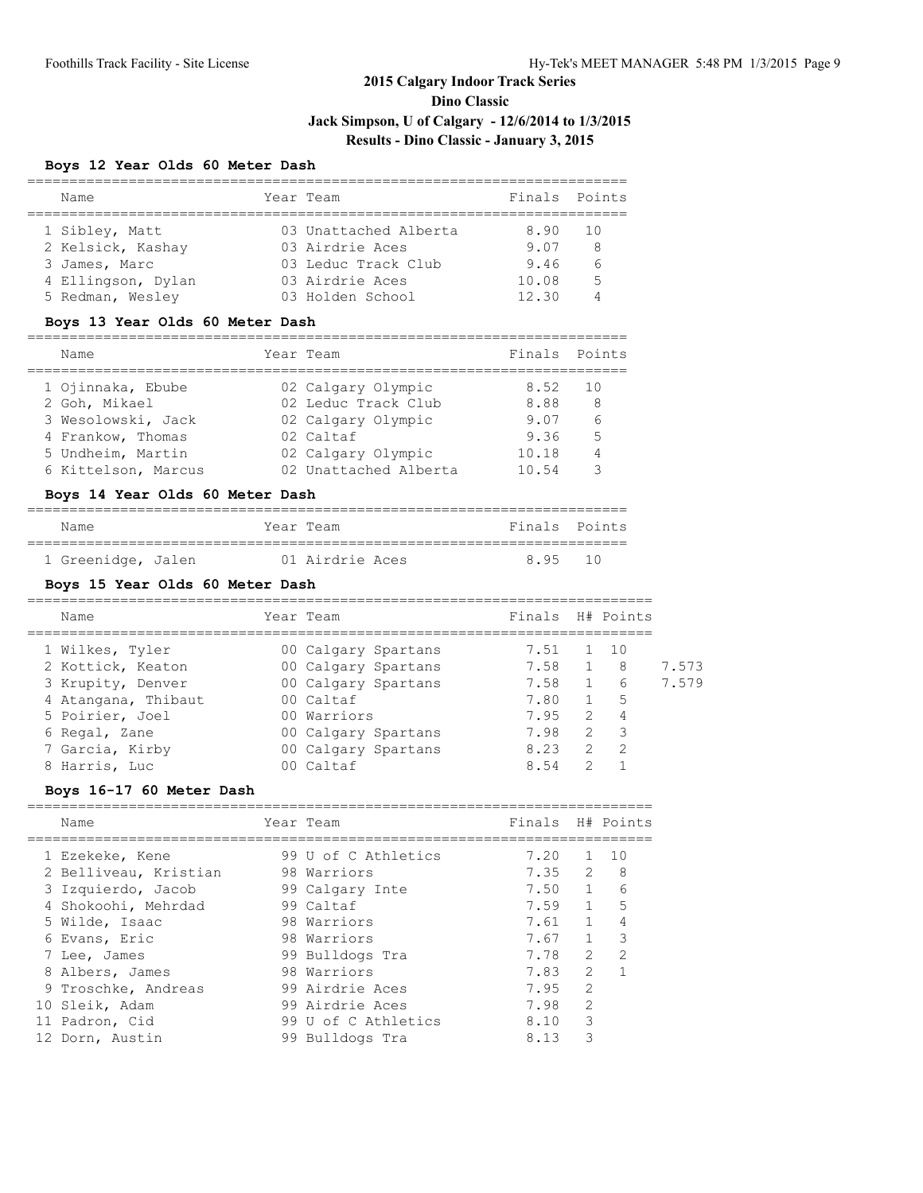## 2015 Calgary Indoor Track Series
## Dino Classic
## Jack Simpson, U of Calgary - 12/6/2014 to 1/3/2015
## Results - Dino Classic - January 3, 2015

### Boys 12 Year Olds 60 Meter Dash

| | Name | Year | Team | Finals | Points |
|---|---|---|---|---|---|
| 1 | Sibley, Matt | 03 | Unattached Alberta | 8.90 | 10 |
| 2 | Kelsick, Kashay | 03 | Airdrie Aces | 9.07 | 8 |
| 3 | James, Marc | 03 | Leduc Track Club | 9.46 | 6 |
| 4 | Ellingson, Dylan | 03 | Airdrie Aces | 10.08 | 5 |
| 5 | Redman, Wesley | 03 | Holden School | 12.30 | 4 |

### Boys 13 Year Olds 60 Meter Dash

| | Name | Year | Team | Finals | Points |
|---|---|---|---|---|---|
| 1 | Ojinnaka, Ebube | 02 | Calgary Olympic | 8.52 | 10 |
| 2 | Goh, Mikael | 02 | Leduc Track Club | 8.88 | 8 |
| 3 | Wesolowski, Jack | 02 | Calgary Olympic | 9.07 | 6 |
| 4 | Frankow, Thomas | 02 | Caltaf | 9.36 | 5 |
| 5 | Undheim, Martin | 02 | Calgary Olympic | 10.18 | 4 |
| 6 | Kittelson, Marcus | 02 | Unattached Alberta | 10.54 | 3 |

### Boys 14 Year Olds 60 Meter Dash

| | Name | Year | Team | Finals | Points |
|---|---|---|---|---|---|
| 1 | Greenidge, Jalen | 01 | Airdrie Aces | 8.95 | 10 |

### Boys 15 Year Olds 60 Meter Dash

| | Name | Year | Team | Finals | H# | Points | |
|---|---|---|---|---|---|---|---|
| 1 | Wilkes, Tyler | 00 | Calgary Spartans | 7.51 | 1 | 10 | |
| 2 | Kottick, Keaton | 00 | Calgary Spartans | 7.58 | 1 | 8 | 7.573 |
| 3 | Krupity, Denver | 00 | Calgary Spartans | 7.58 | 1 | 6 | 7.579 |
| 4 | Atangana, Thibaut | 00 | Caltaf | 7.80 | 1 | 5 | |
| 5 | Poirier, Joel | 00 | Warriors | 7.95 | 2 | 4 | |
| 6 | Regal, Zane | 00 | Calgary Spartans | 7.98 | 2 | 3 | |
| 7 | Garcia, Kirby | 00 | Calgary Spartans | 8.23 | 2 | 2 | |
| 8 | Harris, Luc | 00 | Caltaf | 8.54 | 2 | 1 | |

### Boys 16-17 60 Meter Dash

| | Name | Year | Team | Finals | H# | Points |
|---|---|---|---|---|---|---|
| 1 | Ezekeke, Kene | 99 | U of C Athletics | 7.20 | 1 | 10 |
| 2 | Belliveau, Kristian | 98 | Warriors | 7.35 | 2 | 8 |
| 3 | Izquierdo, Jacob | 99 | Calgary Inte | 7.50 | 1 | 6 |
| 4 | Shokoohi, Mehrdad | 99 | Caltaf | 7.59 | 1 | 5 |
| 5 | Wilde, Isaac | 98 | Warriors | 7.61 | 1 | 4 |
| 6 | Evans, Eric | 98 | Warriors | 7.67 | 1 | 3 |
| 7 | Lee, James | 99 | Bulldogs Tra | 7.78 | 2 | 2 |
| 8 | Albers, James | 98 | Warriors | 7.83 | 2 | 1 |
| 9 | Troschke, Andreas | 99 | Airdrie Aces | 7.95 | 2 | |
| 10 | Sleik, Adam | 99 | Airdrie Aces | 7.98 | 2 | |
| 11 | Padron, Cid | 99 | U of C Athletics | 8.10 | 3 | |
| 12 | Dorn, Austin | 99 | Bulldogs Tra | 8.13 | 3 | |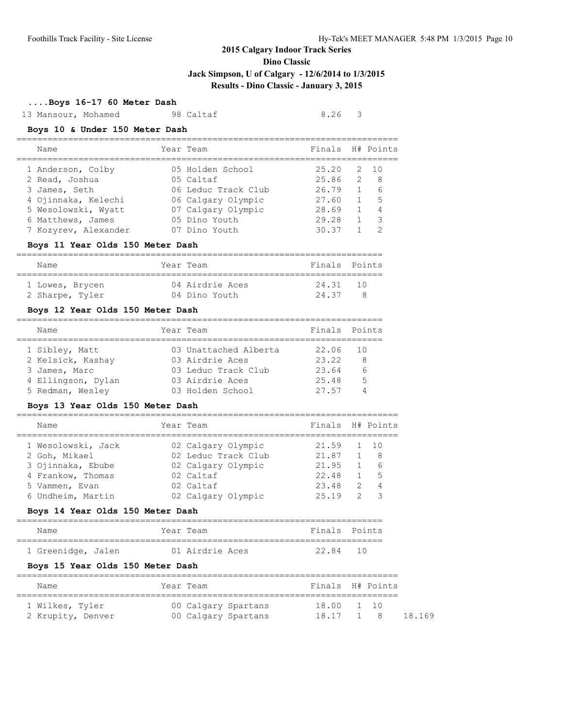## 2015 Calgary Indoor Track Series
## Dino Classic
## Jack Simpson, U of Calgary - 12/6/2014 to 1/3/2015
## Results - Dino Classic - January 3, 2015

### ....Boys 16-17 60 Meter Dash

| | Name | Year | Team | Finals | H# |
|---|---|---|---|---|---|
| 13 | Mansour, Mohamed | 98 | Caltaf | 8.26 | 3 |

### Boys 10 & Under 150 Meter Dash

| | Name | Year | Team | Finals | H# | Points |
|---|---|---|---|---|---|---|
| 1 | Anderson, Colby | 05 | Holden School | 25.20 | 2 | 10 |
| 2 | Read, Joshua | 05 | Caltaf | 25.86 | 2 | 8 |
| 3 | James, Seth | 06 | Leduc Track Club | 26.79 | 1 | 6 |
| 4 | Ojinnaka, Kelechi | 06 | Calgary Olympic | 27.60 | 1 | 5 |
| 5 | Wesolowski, Wyatt | 07 | Calgary Olympic | 28.69 | 1 | 4 |
| 6 | Matthews, James | 05 | Dino Youth | 29.28 | 1 | 3 |
| 7 | Kozyrev, Alexander | 07 | Dino Youth | 30.37 | 1 | 2 |

### Boys 11 Year Olds 150 Meter Dash

| | Name | Year | Team | Finals | Points |
|---|---|---|---|---|---|
| 1 | Lowes, Brycen | 04 | Airdrie Aces | 24.31 | 10 |
| 2 | Sharpe, Tyler | 04 | Dino Youth | 24.37 | 8 |

### Boys 12 Year Olds 150 Meter Dash

| | Name | Year | Team | Finals | Points |
|---|---|---|---|---|---|
| 1 | Sibley, Matt | 03 | Unattached Alberta | 22.06 | 10 |
| 2 | Kelsick, Kashay | 03 | Airdrie Aces | 23.22 | 8 |
| 3 | James, Marc | 03 | Leduc Track Club | 23.64 | 6 |
| 4 | Ellingson, Dylan | 03 | Airdrie Aces | 25.48 | 5 |
| 5 | Redman, Wesley | 03 | Holden School | 27.57 | 4 |

### Boys 13 Year Olds 150 Meter Dash

| | Name | Year | Team | Finals | H# | Points |
|---|---|---|---|---|---|---|
| 1 | Wesolowski, Jack | 02 | Calgary Olympic | 21.59 | 1 | 10 |
| 2 | Goh, Mikael | 02 | Leduc Track Club | 21.87 | 1 | 8 |
| 3 | Ojinnaka, Ebube | 02 | Calgary Olympic | 21.95 | 1 | 6 |
| 4 | Frankow, Thomas | 02 | Caltaf | 22.48 | 1 | 5 |
| 5 | Vammen, Evan | 02 | Caltaf | 23.48 | 2 | 4 |
| 6 | Undheim, Martin | 02 | Calgary Olympic | 25.19 | 2 | 3 |

### Boys 14 Year Olds 150 Meter Dash

| | Name | Year | Team | Finals | Points |
|---|---|---|---|---|---|
| 1 | Greenidge, Jalen | 01 | Airdrie Aces | 22.84 | 10 |

### Boys 15 Year Olds 150 Meter Dash

| | Name | Year | Team | Finals | H# | Points | |
|---|---|---|---|---|---|---|---|
| 1 | Wilkes, Tyler | 00 | Calgary Spartans | 18.00 | 1 | 10 | |
| 2 | Krupity, Denver | 00 | Calgary Spartans | 18.17 | 1 | 8 | 18.169 |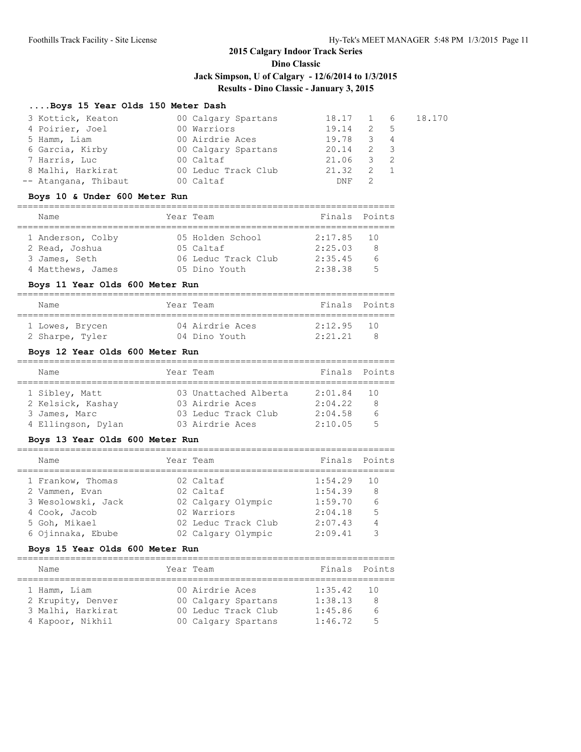## 2015 Calgary Indoor Track Series

## Dino Classic

## Jack Simpson, U of Calgary - 12/6/2014 to 1/3/2015

## Results - Dino Classic - January 3, 2015

### ....Boys 15 Year Olds 150 Meter Dash

| Place | Name | Year | Team | Finals | H# | Points | |
|---|---|---|---|---|---|---|---|
| 3 | Kottick, Keaton | 00 | Calgary Spartans | 18.17 | 1 | 6 | 18.170 |
| 4 | Poirier, Joel | 00 | Warriors | 19.14 | 2 | 5 | |
| 5 | Hamm, Liam | 00 | Airdrie Aces | 19.78 | 3 | 4 | |
| 6 | Garcia, Kirby | 00 | Calgary Spartans | 20.14 | 2 | 3 | |
| 7 | Harris, Luc | 00 | Caltaf | 21.06 | 3 | 2 | |
| 8 | Malhi, Harkirat | 00 | Leduc Track Club | 21.32 | 2 | 1 | |
| -- | Atangana, Thibaut | 00 | Caltaf | DNF | 2 | | |

### Boys 10 & Under 600 Meter Run

| Place | Name | Year | Team | Finals | Points |
|---|---|---|---|---|---|
| 1 | Anderson, Colby | 05 | Holden School | 2:17.85 | 10 |
| 2 | Read, Joshua | 05 | Caltaf | 2:25.03 | 8 |
| 3 | James, Seth | 06 | Leduc Track Club | 2:35.45 | 6 |
| 4 | Matthews, James | 05 | Dino Youth | 2:38.38 | 5 |

### Boys 11 Year Olds 600 Meter Run

| Place | Name | Year | Team | Finals | Points |
|---|---|---|---|---|---|
| 1 | Lowes, Brycen | 04 | Airdrie Aces | 2:12.95 | 10 |
| 2 | Sharpe, Tyler | 04 | Dino Youth | 2:21.21 | 8 |

### Boys 12 Year Olds 600 Meter Run

| Place | Name | Year | Team | Finals | Points |
|---|---|---|---|---|---|
| 1 | Sibley, Matt | 03 | Unattached Alberta | 2:01.84 | 10 |
| 2 | Kelsick, Kashay | 03 | Airdrie Aces | 2:04.22 | 8 |
| 3 | James, Marc | 03 | Leduc Track Club | 2:04.58 | 6 |
| 4 | Ellingson, Dylan | 03 | Airdrie Aces | 2:10.05 | 5 |

### Boys 13 Year Olds 600 Meter Run

| Place | Name | Year | Team | Finals | Points |
|---|---|---|---|---|---|
| 1 | Frankow, Thomas | 02 | Caltaf | 1:54.29 | 10 |
| 2 | Vammen, Evan | 02 | Caltaf | 1:54.39 | 8 |
| 3 | Wesolowski, Jack | 02 | Calgary Olympic | 1:59.70 | 6 |
| 4 | Cook, Jacob | 02 | Warriors | 2:04.18 | 5 |
| 5 | Goh, Mikael | 02 | Leduc Track Club | 2:07.43 | 4 |
| 6 | Ojinnaka, Ebube | 02 | Calgary Olympic | 2:09.41 | 3 |

### Boys 15 Year Olds 600 Meter Run

| Place | Name | Year | Team | Finals | Points |
|---|---|---|---|---|---|
| 1 | Hamm, Liam | 00 | Airdrie Aces | 1:35.42 | 10 |
| 2 | Krupity, Denver | 00 | Calgary Spartans | 1:38.13 | 8 |
| 3 | Malhi, Harkirat | 00 | Leduc Track Club | 1:45.86 | 6 |
| 4 | Kapoor, Nikhil | 00 | Calgary Spartans | 1:46.72 | 5 |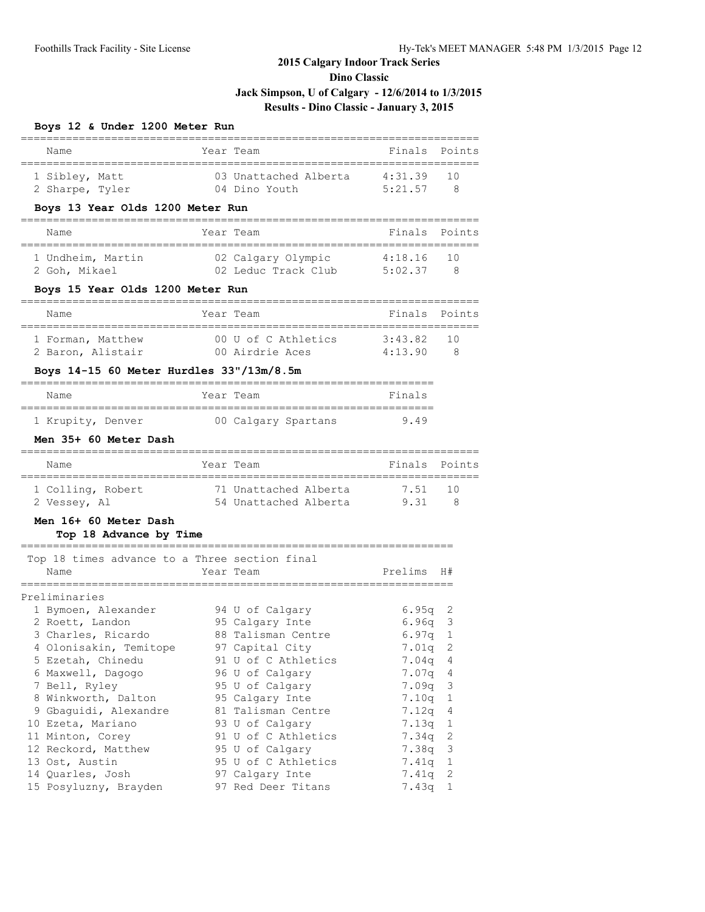**2015 Calgary Indoor Track Series**

**Dino Classic**

**Jack Simpson, U of Calgary - 12/6/2014 to 1/3/2015**

**Results - Dino Classic - January 3, 2015**

### Boys 12 & Under 1200 Meter Run

| | Name | Year | Team | Finals | Points |
|---|---|---|---|---|---|
| 1 | Sibley, Matt | 03 | Unattached Alberta | 4:31.39 | 10 |
| 2 | Sharpe, Tyler | 04 | Dino Youth | 5:21.57 | 8 |

### Boys 13 Year Olds 1200 Meter Run

| | Name | Year | Team | Finals | Points |
|---|---|---|---|---|---|
| 1 | Undheim, Martin | 02 | Calgary Olympic | 4:18.16 | 10 |
| 2 | Goh, Mikael | 02 | Leduc Track Club | 5:02.37 | 8 |

### Boys 15 Year Olds 1200 Meter Run

| | Name | Year | Team | Finals | Points |
|---|---|---|---|---|---|
| 1 | Forman, Matthew | 00 | U of C Athletics | 3:43.82 | 10 |
| 2 | Baron, Alistair | 00 | Airdrie Aces | 4:13.90 | 8 |

### Boys 14-15 60 Meter Hurdles 33"/13m/8.5m

| | Name | Year | Team | Finals |
|---|---|---|---|---|
| 1 | Krupity, Denver | 00 | Calgary Spartans | 9.49 |

### Men 35+ 60 Meter Dash

| | Name | Year | Team | Finals | Points |
|---|---|---|---|---|---|
| 1 | Colling, Robert | 71 | Unattached Alberta | 7.51 | 10 |
| 2 | Vessey, Al | 54 | Unattached Alberta | 9.31 | 8 |

### Men 16+ 60 Meter Dash

**Top 18 Advance by Time**

Top 18 times advance to a Three section final

| | Name | Year | Team | Prelims | H# |
|---|---|---|---|---|---|
| **Preliminaries** | | | | | |
| 1 | Bymoen, Alexander | 94 | U of Calgary | 6.95q | 2 |
| 2 | Roett, Landon | 95 | Calgary Inte | 6.96q | 3 |
| 3 | Charles, Ricardo | 88 | Talisman Centre | 6.97q | 1 |
| 4 | Olonisakin, Temitope | 97 | Capital City | 7.01q | 2 |
| 5 | Ezetah, Chinedu | 91 | U of C Athletics | 7.04q | 4 |
| 6 | Maxwell, Dagogo | 96 | U of Calgary | 7.07q | 4 |
| 7 | Bell, Ryley | 95 | U of Calgary | 7.09q | 3 |
| 8 | Winkworth, Dalton | 95 | Calgary Inte | 7.10q | 1 |
| 9 | Gbaguidi, Alexandre | 81 | Talisman Centre | 7.12q | 4 |
| 10 | Ezeta, Mariano | 93 | U of Calgary | 7.13q | 1 |
| 11 | Minton, Corey | 91 | U of C Athletics | 7.34q | 2 |
| 12 | Reckord, Matthew | 95 | U of Calgary | 7.38q | 3 |
| 13 | Ost, Austin | 95 | U of C Athletics | 7.41q | 1 |
| 14 | Quarles, Josh | 97 | Calgary Inte | 7.41q | 2 |
| 15 | Posyluzny, Brayden | 97 | Red Deer Titans | 7.43q | 1 |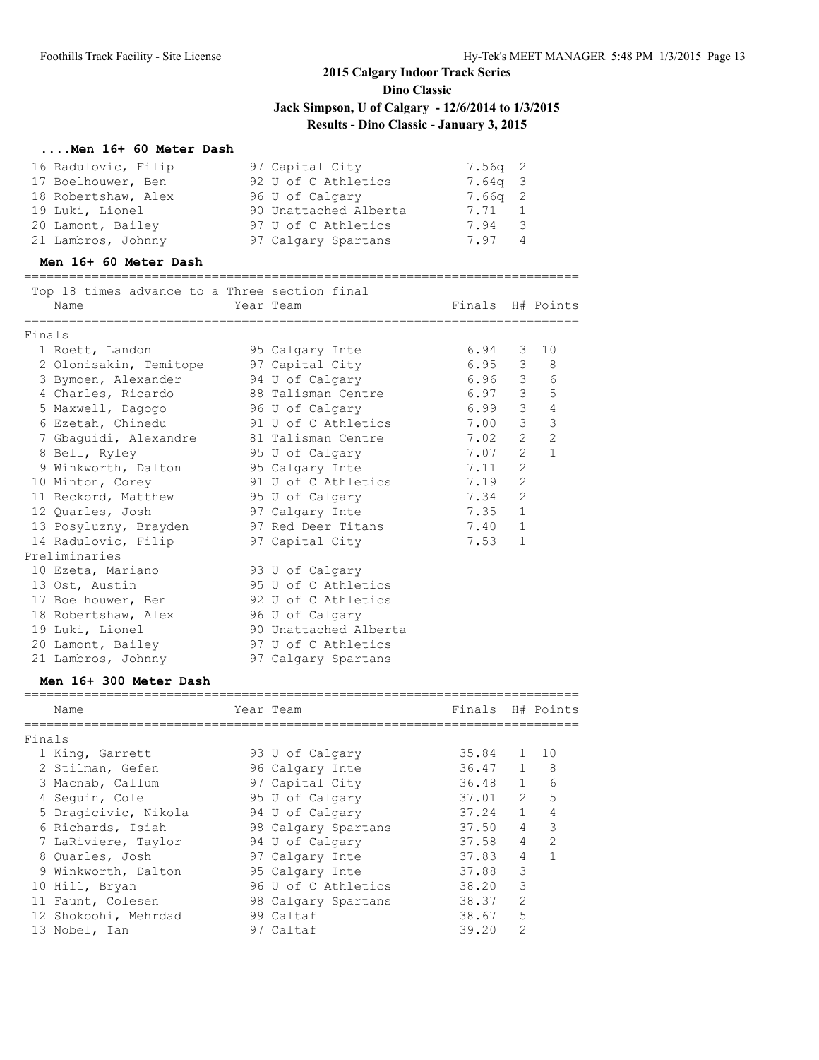## 2015 Calgary Indoor Track Series
## Dino Classic
## Jack Simpson, U of Calgary - 12/6/2014 to 1/3/2015
## Results - Dino Classic - January 3, 2015

### ....Men 16+ 60 Meter Dash

| Place | Name | Year | Team | Prelims | H# |
|---|---|---|---|---|---|
| 16 | Radulovic, Filip | 97 | Capital City | 7.56q | 2 |
| 17 | Boelhouwer, Ben | 92 | U of C Athletics | 7.64q | 3 |
| 18 | Robertshaw, Alex | 96 | U of Calgary | 7.66q | 2 |
| 19 | Luki, Lionel | 90 | Unattached Alberta | 7.71 | 1 |
| 20 | Lamont, Bailey | 97 | U of C Athletics | 7.94 | 3 |
| 21 | Lambros, Johnny | 97 | Calgary Spartans | 7.97 | 4 |

### Men 16+ 60 Meter Dash

Top 18 times advance to a Three section final

| Place | Name | Year | Team | Finals | H# | Points |
|---|---|---|---|---|---|---|
| **Finals** | | | | | | |
| 1 | Roett, Landon | 95 | Calgary Inte | 6.94 | 3 | 10 |
| 2 | Olonisakin, Temitope | 97 | Capital City | 6.95 | 3 | 8 |
| 3 | Bymoen, Alexander | 94 | U of Calgary | 6.96 | 3 | 6 |
| 4 | Charles, Ricardo | 88 | Talisman Centre | 6.97 | 3 | 5 |
| 5 | Maxwell, Dagogo | 96 | U of Calgary | 6.99 | 3 | 4 |
| 6 | Ezetah, Chinedu | 91 | U of C Athletics | 7.00 | 3 | 3 |
| 7 | Gbaguidi, Alexandre | 81 | Talisman Centre | 7.02 | 2 | 2 |
| 8 | Bell, Ryley | 95 | U of Calgary | 7.07 | 2 | 1 |
| 9 | Winkworth, Dalton | 95 | Calgary Inte | 7.11 | 2 | |
| 10 | Minton, Corey | 91 | U of C Athletics | 7.19 | 2 | |
| 11 | Reckord, Matthew | 95 | U of Calgary | 7.34 | 2 | |
| 12 | Quarles, Josh | 97 | Calgary Inte | 7.35 | 1 | |
| 13 | Posyluzny, Brayden | 97 | Red Deer Titans | 7.40 | 1 | |
| 14 | Radulovic, Filip | 97 | Capital City | 7.53 | 1 | |
| **Preliminaries** | | | | | | |
| 10 | Ezeta, Mariano | 93 | U of Calgary | | | |
| 13 | Ost, Austin | 95 | U of C Athletics | | | |
| 17 | Boelhouwer, Ben | 92 | U of C Athletics | | | |
| 18 | Robertshaw, Alex | 96 | U of Calgary | | | |
| 19 | Luki, Lionel | 90 | Unattached Alberta | | | |
| 20 | Lamont, Bailey | 97 | U of C Athletics | | | |
| 21 | Lambros, Johnny | 97 | Calgary Spartans | | | |

### Men 16+ 300 Meter Dash

| Place | Name | Year | Team | Finals | H# | Points |
|---|---|---|---|---|---|---|
| **Finals** | | | | | | |
| 1 | King, Garrett | 93 | U of Calgary | 35.84 | 1 | 10 |
| 2 | Stilman, Gefen | 96 | Calgary Inte | 36.47 | 1 | 8 |
| 3 | Macnab, Callum | 97 | Capital City | 36.48 | 1 | 6 |
| 4 | Seguin, Cole | 95 | U of Calgary | 37.01 | 2 | 5 |
| 5 | Dragicivic, Nikola | 94 | U of Calgary | 37.24 | 1 | 4 |
| 6 | Richards, Isiah | 98 | Calgary Spartans | 37.50 | 4 | 3 |
| 7 | LaRiviere, Taylor | 94 | U of Calgary | 37.58 | 4 | 2 |
| 8 | Quarles, Josh | 97 | Calgary Inte | 37.83 | 4 | 1 |
| 9 | Winkworth, Dalton | 95 | Calgary Inte | 37.88 | 3 | |
| 10 | Hill, Bryan | 96 | U of C Athletics | 38.20 | 3 | |
| 11 | Faunt, Colesen | 98 | Calgary Spartans | 38.37 | 2 | |
| 12 | Shokoohi, Mehrdad | 99 | Caltaf | 38.67 | 5 | |
| 13 | Nobel, Ian | 97 | Caltaf | 39.20 | 2 | |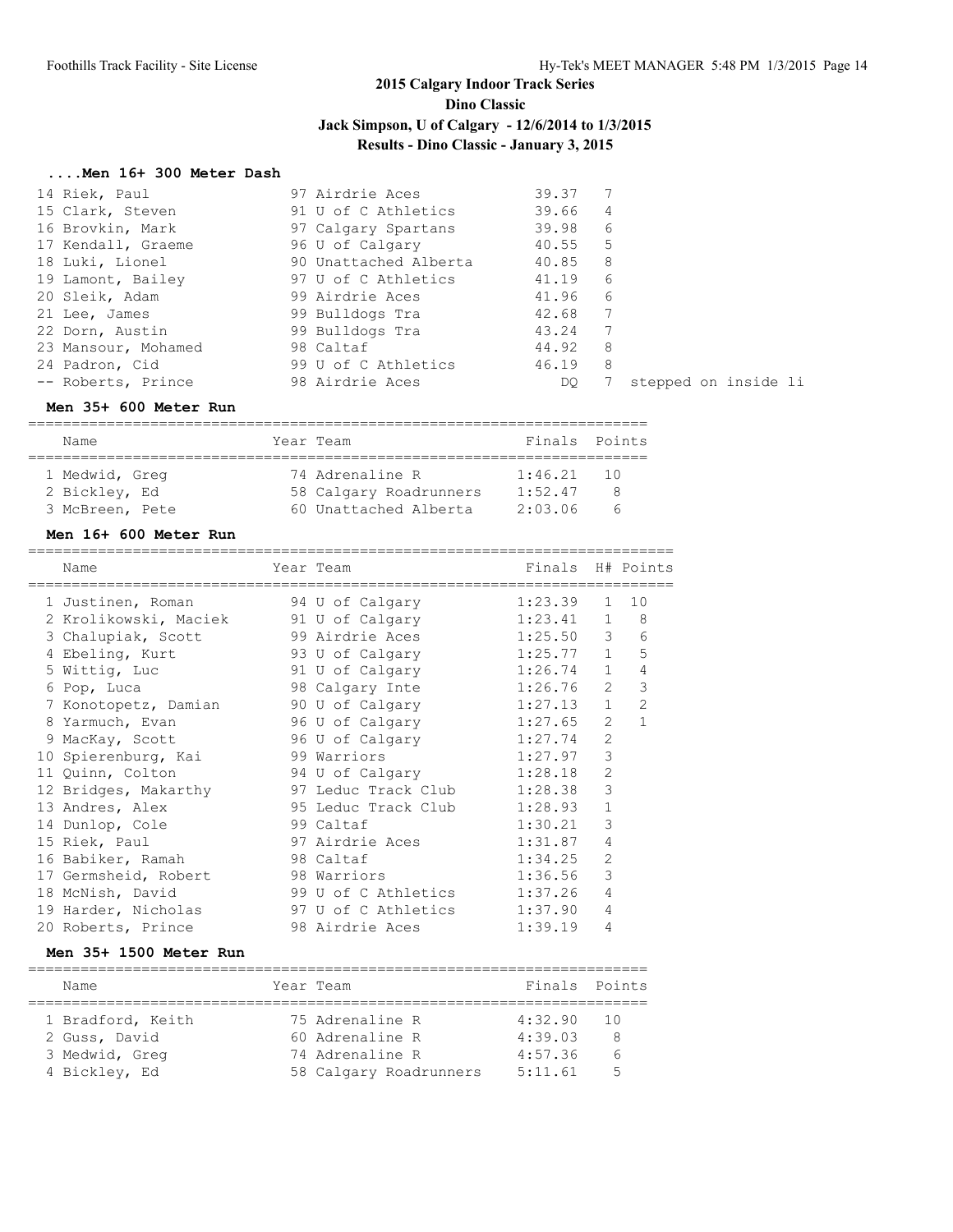## 2015 Calgary Indoor Track Series

### Dino Classic

### Jack Simpson, U of Calgary - 12/6/2014 to 1/3/2015

### Results - Dino Classic - January 3, 2015

#### ....Men 16+ 300 Meter Dash

| Place | Name | Year | Team | Finals | H# | |
|---|---|---|---|---|---|---|
| 14 | Riek, Paul | 97 | Airdrie Aces | 39.37 | 7 | |
| 15 | Clark, Steven | 91 | U of C Athletics | 39.66 | 4 | |
| 16 | Brovkin, Mark | 97 | Calgary Spartans | 39.98 | 6 | |
| 17 | Kendall, Graeme | 96 | U of Calgary | 40.55 | 5 | |
| 18 | Luki, Lionel | 90 | Unattached Alberta | 40.85 | 8 | |
| 19 | Lamont, Bailey | 97 | U of C Athletics | 41.19 | 6 | |
| 20 | Sleik, Adam | 99 | Airdrie Aces | 41.96 | 6 | |
| 21 | Lee, James | 99 | Bulldogs Tra | 42.68 | 7 | |
| 22 | Dorn, Austin | 99 | Bulldogs Tra | 43.24 | 7 | |
| 23 | Mansour, Mohamed | 98 | Caltaf | 44.92 | 8 | |
| 24 | Padron, Cid | 99 | U of C Athletics | 46.19 | 8 | |
| -- | Roberts, Prince | 98 | Airdrie Aces | DQ | 7 | stepped on inside li |

#### Men 35+ 600 Meter Run

| | Name | Year | Team | Finals | Points |
|---|---|---|---|---|---|
| 1 | Medwid, Greg | 74 | Adrenaline R | 1:46.21 | 10 |
| 2 | Bickley, Ed | 58 | Calgary Roadrunners | 1:52.47 | 8 |
| 3 | McBreen, Pete | 60 | Unattached Alberta | 2:03.06 | 6 |

#### Men 16+ 600 Meter Run

| | Name | Year | Team | Finals | H# | Points |
|---|---|---|---|---|---|---|
| 1 | Justinen, Roman | 94 | U of Calgary | 1:23.39 | 1 | 10 |
| 2 | Krolikowski, Maciek | 91 | U of Calgary | 1:23.41 | 1 | 8 |
| 3 | Chalupiak, Scott | 99 | Airdrie Aces | 1:25.50 | 3 | 6 |
| 4 | Ebeling, Kurt | 93 | U of Calgary | 1:25.77 | 1 | 5 |
| 5 | Wittig, Luc | 91 | U of Calgary | 1:26.74 | 1 | 4 |
| 6 | Pop, Luca | 98 | Calgary Inte | 1:26.76 | 2 | 3 |
| 7 | Konotopetz, Damian | 90 | U of Calgary | 1:27.13 | 1 | 2 |
| 8 | Yarmuch, Evan | 96 | U of Calgary | 1:27.65 | 2 | 1 |
| 9 | MacKay, Scott | 96 | U of Calgary | 1:27.74 | 2 | |
| 10 | Spierenburg, Kai | 99 | Warriors | 1:27.97 | 3 | |
| 11 | Quinn, Colton | 94 | U of Calgary | 1:28.18 | 2 | |
| 12 | Bridges, Makarthy | 97 | Leduc Track Club | 1:28.38 | 3 | |
| 13 | Andres, Alex | 95 | Leduc Track Club | 1:28.93 | 1 | |
| 14 | Dunlop, Cole | 99 | Caltaf | 1:30.21 | 3 | |
| 15 | Riek, Paul | 97 | Airdrie Aces | 1:31.87 | 4 | |
| 16 | Babiker, Ramah | 98 | Caltaf | 1:34.25 | 2 | |
| 17 | Germsheid, Robert | 98 | Warriors | 1:36.56 | 3 | |
| 18 | McNish, David | 99 | U of C Athletics | 1:37.26 | 4 | |
| 19 | Harder, Nicholas | 97 | U of C Athletics | 1:37.90 | 4 | |
| 20 | Roberts, Prince | 98 | Airdrie Aces | 1:39.19 | 4 | |

#### Men 35+ 1500 Meter Run

| | Name | Year | Team | Finals | Points |
|---|---|---|---|---|---|
| 1 | Bradford, Keith | 75 | Adrenaline R | 4:32.90 | 10 |
| 2 | Guss, David | 60 | Adrenaline R | 4:39.03 | 8 |
| 3 | Medwid, Greg | 74 | Adrenaline R | 4:57.36 | 6 |
| 4 | Bickley, Ed | 58 | Calgary Roadrunners | 5:11.61 | 5 |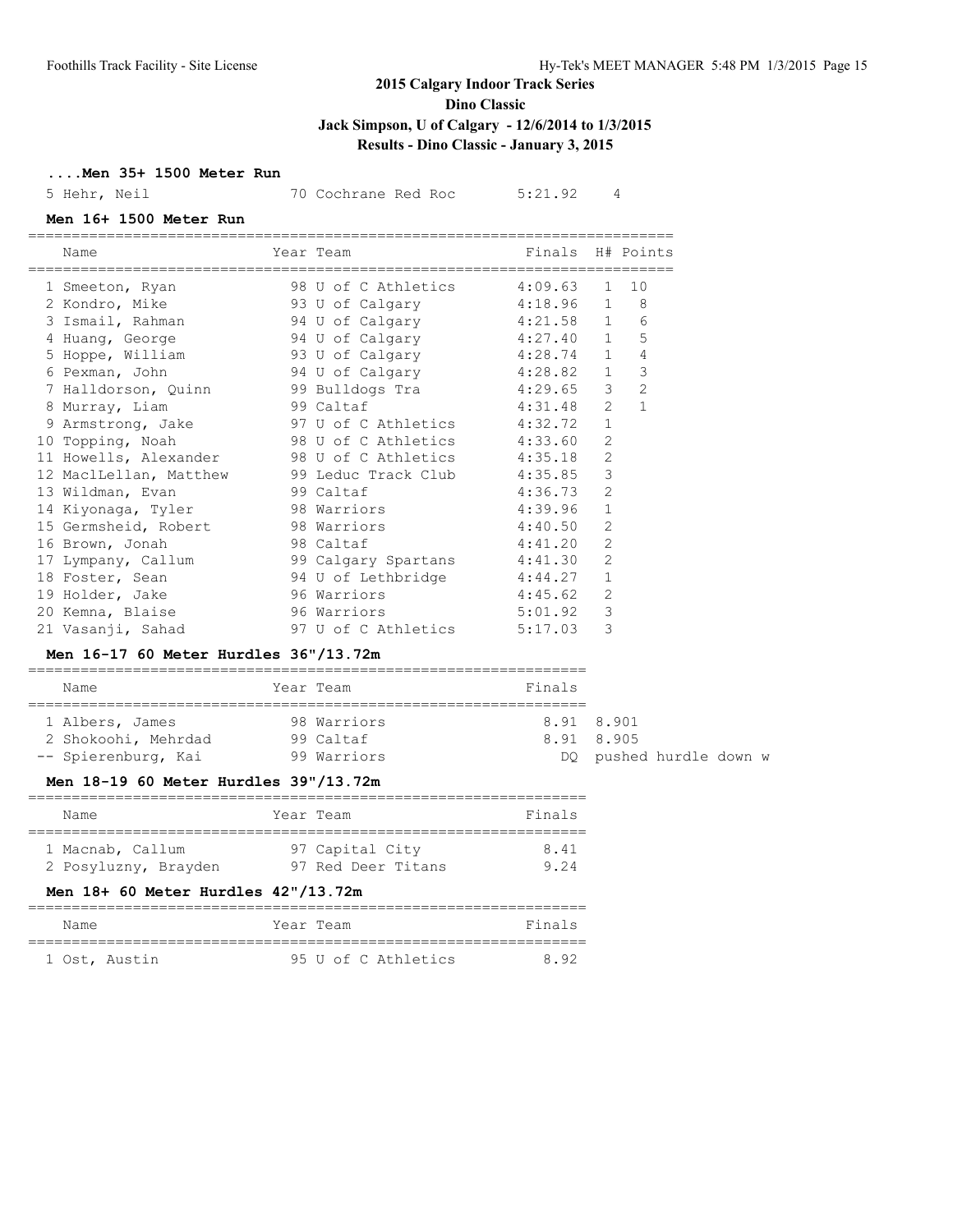## 2015 Calgary Indoor Track Series

## Dino Classic

## Jack Simpson, U of Calgary - 12/6/2014 to 1/3/2015

## Results - Dino Classic - January 3, 2015

### ....Men 35+ 1500 Meter Run

| | | | | | |
|---|---|---|---|---|---|
| 5 | Hehr, Neil | 70 | Cochrane Red Roc | 5:21.92 | 4 |

### Men 16+ 1500 Meter Run

| | Name | Year | Team | Finals | H# | Points |
|---|---|---|---|---|---|---|
| 1 | Smeeton, Ryan | 98 | U of C Athletics | 4:09.63 | 1 | 10 |
| 2 | Kondro, Mike | 93 | U of Calgary | 4:18.96 | 1 | 8 |
| 3 | Ismail, Rahman | 94 | U of Calgary | 4:21.58 | 1 | 6 |
| 4 | Huang, George | 94 | U of Calgary | 4:27.40 | 1 | 5 |
| 5 | Hoppe, William | 93 | U of Calgary | 4:28.74 | 1 | 4 |
| 6 | Pexman, John | 94 | U of Calgary | 4:28.82 | 1 | 3 |
| 7 | Halldorson, Quinn | 99 | Bulldogs Tra | 4:29.65 | 3 | 2 |
| 8 | Murray, Liam | 99 | Caltaf | 4:31.48 | 2 | 1 |
| 9 | Armstrong, Jake | 97 | U of C Athletics | 4:32.72 | 1 | |
| 10 | Topping, Noah | 98 | U of C Athletics | 4:33.60 | 2 | |
| 11 | Howells, Alexander | 98 | U of C Athletics | 4:35.18 | 2 | |
| 12 | MaclLellan, Matthew | 99 | Leduc Track Club | 4:35.85 | 3 | |
| 13 | Wildman, Evan | 99 | Caltaf | 4:36.73 | 2 | |
| 14 | Kiyonaga, Tyler | 98 | Warriors | 4:39.96 | 1 | |
| 15 | Germsheid, Robert | 98 | Warriors | 4:40.50 | 2 | |
| 16 | Brown, Jonah | 98 | Caltaf | 4:41.20 | 2 | |
| 17 | Lympany, Callum | 99 | Calgary Spartans | 4:41.30 | 2 | |
| 18 | Foster, Sean | 94 | U of Lethbridge | 4:44.27 | 1 | |
| 19 | Holder, Jake | 96 | Warriors | 4:45.62 | 2 | |
| 20 | Kemna, Blaise | 96 | Warriors | 5:01.92 | 3 | |
| 21 | Vasanji, Sahad | 97 | U of C Athletics | 5:17.03 | 3 | |

### Men 16-17 60 Meter Hurdles 36"/13.72m

| | Name | Year | Team | Finals | |
|---|---|---|---|---|---|
| 1 | Albers, James | 98 | Warriors | 8.91 | 8.901 |
| 2 | Shokoohi, Mehrdad | 99 | Caltaf | 8.91 | 8.905 |
| -- | Spierenburg, Kai | 99 | Warriors | DQ | pushed hurdle down w |

### Men 18-19 60 Meter Hurdles 39"/13.72m

| | Name | Year | Team | Finals |
|---|---|---|---|---|
| 1 | Macnab, Callum | 97 | Capital City | 8.41 |
| 2 | Posyluzny, Brayden | 97 | Red Deer Titans | 9.24 |

### Men 18+ 60 Meter Hurdles 42"/13.72m

| | Name | Year | Team | Finals |
|---|---|---|---|---|
| 1 | Ost, Austin | 95 | U of C Athletics | 8.92 |